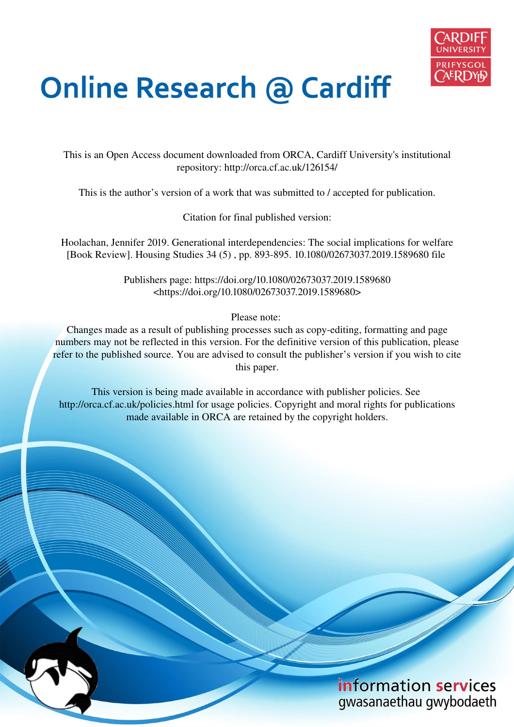# Online Research @ Cardiff

This is an Open Access document downloaded from ORCA, Cardiff University's institutional repository: http://orca.cf.ac.uk/126154/

This is the author's version of a work that was submitted to / accepted for publication.

Citation for final published version:

Hoolachan, Jennifer 2019. Generational interdependencies: The social implications for welfare [Book Review]. Housing Studies 34 (5) , pp. 893-895. 10.1080/02673037.2019.1589680 file

Publishers page: https://doi.org/10.1080/02673037.2019.1589680 <https://doi.org/10.1080/02673037.2019.1589680>

Please note:
Changes made as a result of publishing processes such as copy-editing, formatting and page numbers may not be reflected in this version. For the definitive version of this publication, please refer to the published source. You are advised to consult the publisher's version if you wish to cite this paper.

This version is being made available in accordance with publisher policies. See http://orca.cf.ac.uk/policies.html for usage policies. Copyright and moral rights for publications made available in ORCA are retained by the copyright holders.

information services
gwasanaethau gwybodaeth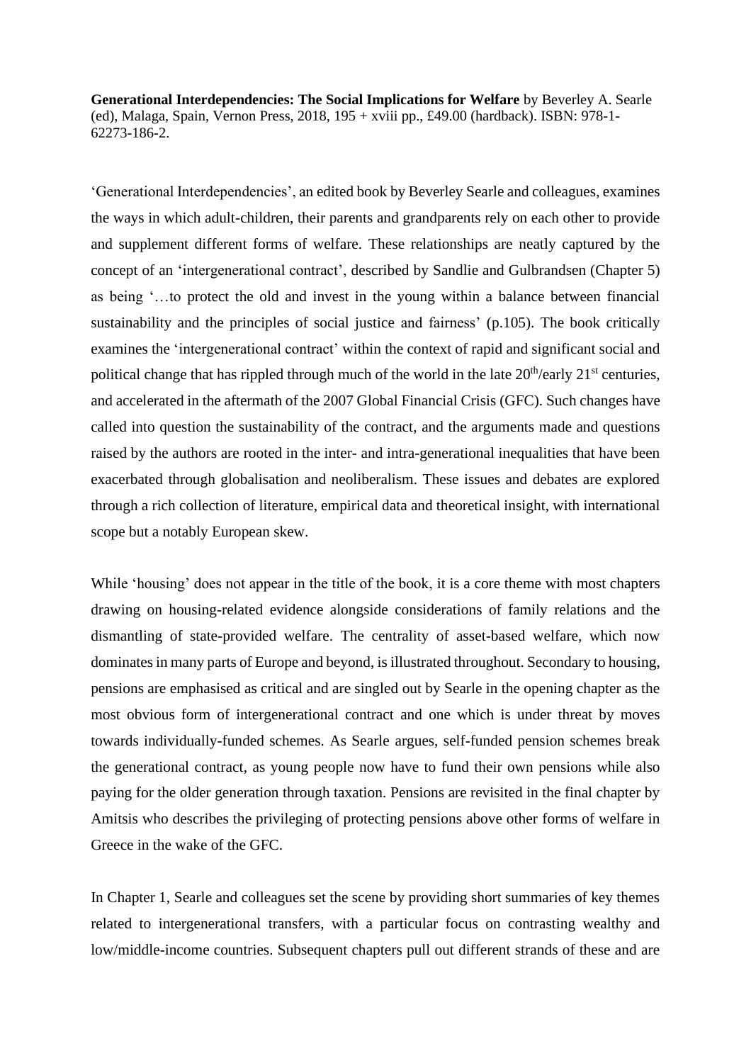**Generational Interdependencies: The Social Implications for Welfare** by Beverley A. Searle (ed), Malaga, Spain, Vernon Press, 2018, 195 + xviii pp., £49.00 (hardback). ISBN: 978-1-62273-186-2.

'Generational Interdependencies', an edited book by Beverley Searle and colleagues, examines the ways in which adult-children, their parents and grandparents rely on each other to provide and supplement different forms of welfare. These relationships are neatly captured by the concept of an 'intergenerational contract', described by Sandlie and Gulbrandsen (Chapter 5) as being '…to protect the old and invest in the young within a balance between financial sustainability and the principles of social justice and fairness' (p.105). The book critically examines the 'intergenerational contract' within the context of rapid and significant social and political change that has rippled through much of the world in the late 20th/early 21st centuries, and accelerated in the aftermath of the 2007 Global Financial Crisis (GFC). Such changes have called into question the sustainability of the contract, and the arguments made and questions raised by the authors are rooted in the inter- and intra-generational inequalities that have been exacerbated through globalisation and neoliberalism. These issues and debates are explored through a rich collection of literature, empirical data and theoretical insight, with international scope but a notably European skew.

While 'housing' does not appear in the title of the book, it is a core theme with most chapters drawing on housing-related evidence alongside considerations of family relations and the dismantling of state-provided welfare. The centrality of asset-based welfare, which now dominates in many parts of Europe and beyond, is illustrated throughout. Secondary to housing, pensions are emphasised as critical and are singled out by Searle in the opening chapter as the most obvious form of intergenerational contract and one which is under threat by moves towards individually-funded schemes. As Searle argues, self-funded pension schemes break the generational contract, as young people now have to fund their own pensions while also paying for the older generation through taxation. Pensions are revisited in the final chapter by Amitsis who describes the privileging of protecting pensions above other forms of welfare in Greece in the wake of the GFC.

In Chapter 1, Searle and colleagues set the scene by providing short summaries of key themes related to intergenerational transfers, with a particular focus on contrasting wealthy and low/middle-income countries. Subsequent chapters pull out different strands of these and are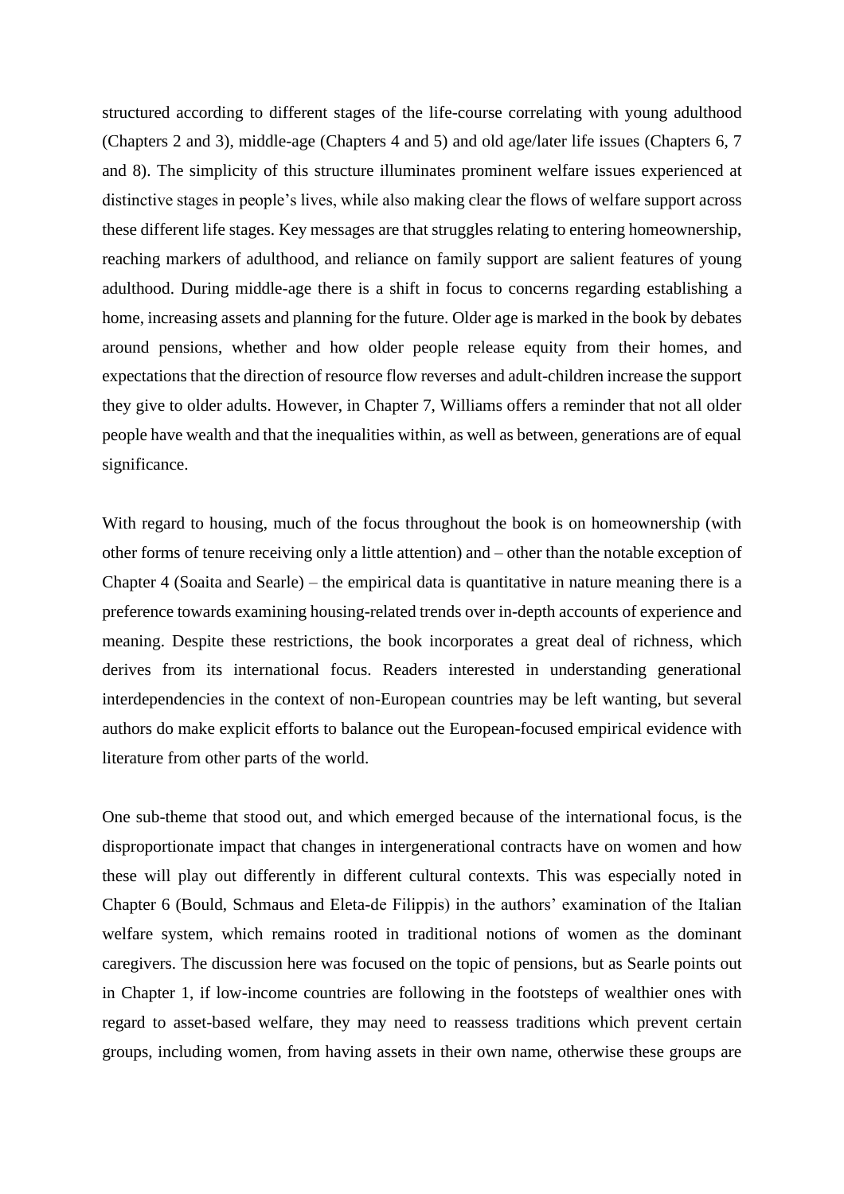structured according to different stages of the life-course correlating with young adulthood (Chapters 2 and 3), middle-age (Chapters 4 and 5) and old age/later life issues (Chapters 6, 7 and 8). The simplicity of this structure illuminates prominent welfare issues experienced at distinctive stages in people's lives, while also making clear the flows of welfare support across these different life stages. Key messages are that struggles relating to entering homeownership, reaching markers of adulthood, and reliance on family support are salient features of young adulthood. During middle-age there is a shift in focus to concerns regarding establishing a home, increasing assets and planning for the future. Older age is marked in the book by debates around pensions, whether and how older people release equity from their homes, and expectations that the direction of resource flow reverses and adult-children increase the support they give to older adults. However, in Chapter 7, Williams offers a reminder that not all older people have wealth and that the inequalities within, as well as between, generations are of equal significance.

With regard to housing, much of the focus throughout the book is on homeownership (with other forms of tenure receiving only a little attention) and – other than the notable exception of Chapter 4 (Soaita and Searle) – the empirical data is quantitative in nature meaning there is a preference towards examining housing-related trends over in-depth accounts of experience and meaning. Despite these restrictions, the book incorporates a great deal of richness, which derives from its international focus. Readers interested in understanding generational interdependencies in the context of non-European countries may be left wanting, but several authors do make explicit efforts to balance out the European-focused empirical evidence with literature from other parts of the world.

One sub-theme that stood out, and which emerged because of the international focus, is the disproportionate impact that changes in intergenerational contracts have on women and how these will play out differently in different cultural contexts. This was especially noted in Chapter 6 (Bould, Schmaus and Eleta-de Filippis) in the authors' examination of the Italian welfare system, which remains rooted in traditional notions of women as the dominant caregivers. The discussion here was focused on the topic of pensions, but as Searle points out in Chapter 1, if low-income countries are following in the footsteps of wealthier ones with regard to asset-based welfare, they may need to reassess traditions which prevent certain groups, including women, from having assets in their own name, otherwise these groups are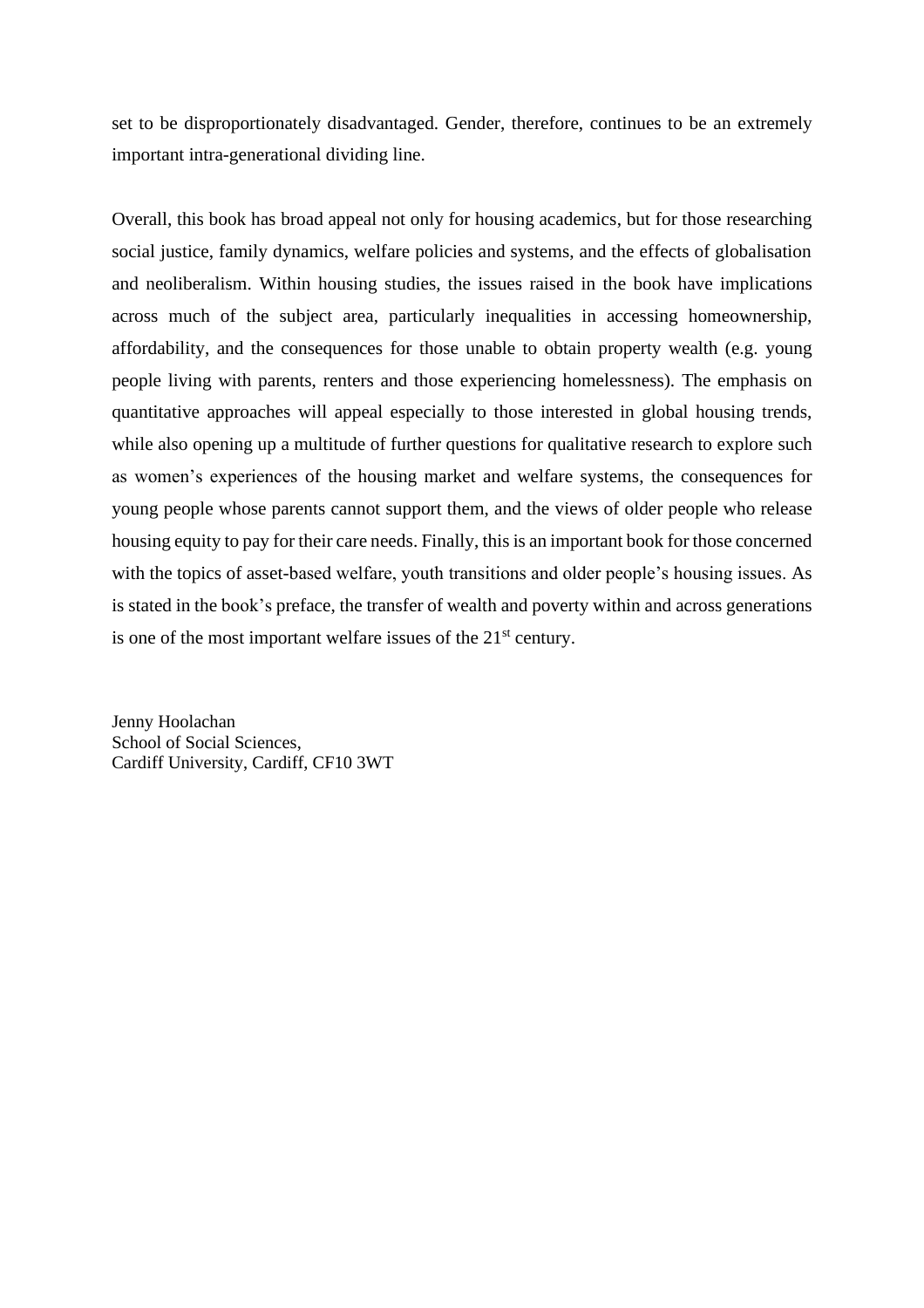set to be disproportionately disadvantaged. Gender, therefore, continues to be an extremely important intra-generational dividing line.

Overall, this book has broad appeal not only for housing academics, but for those researching social justice, family dynamics, welfare policies and systems, and the effects of globalisation and neoliberalism. Within housing studies, the issues raised in the book have implications across much of the subject area, particularly inequalities in accessing homeownership, affordability, and the consequences for those unable to obtain property wealth (e.g. young people living with parents, renters and those experiencing homelessness). The emphasis on quantitative approaches will appeal especially to those interested in global housing trends, while also opening up a multitude of further questions for qualitative research to explore such as women's experiences of the housing market and welfare systems, the consequences for young people whose parents cannot support them, and the views of older people who release housing equity to pay for their care needs. Finally, this is an important book for those concerned with the topics of asset-based welfare, youth transitions and older people's housing issues. As is stated in the book's preface, the transfer of wealth and poverty within and across generations is one of the most important welfare issues of the 21st century.

Jenny Hoolachan  
School of Social Sciences,  
Cardiff University, Cardiff, CF10 3WT